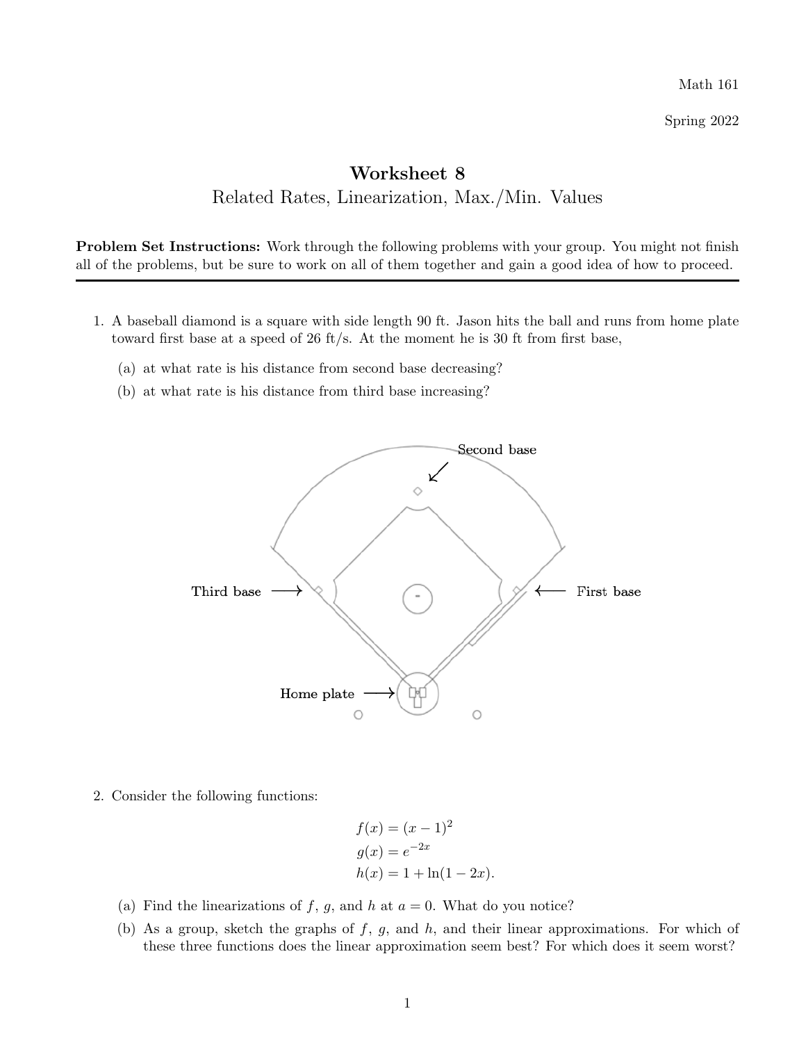Math 161

Spring 2022

# Worksheet 8

## Related Rates, Linearization, Max./Min. Values

**Problem Set Instructions:** Work through the following problems with your group. You might not finish all of the problems, but be sure to work on all of them together and gain a good idea of how to proceed.

---

1. A baseball diamond is a square with side length 90 ft. Jason hits the ball and runs from home plate toward first base at a speed of 26 ft/s. At the moment he is 30 ft from first base,

   (a) at what rate is his distance from second base decreasing?

   (b) at what rate is his distance from third base increasing?

Second base

Third base

First base

Home plate

2. Consider the following functions:

$$f(x) = (x-1)^2$$
$$g(x) = e^{-2x}$$
$$h(x) = 1 + \ln(1-2x).$$

   (a) Find the linearizations of $f$, $g$, and $h$ at $a = 0$. What do you notice?

   (b) As a group, sketch the graphs of $f$, $g$, and $h$, and their linear approximations. For which of these three functions does the linear approximation seem best? For which does it seem worst?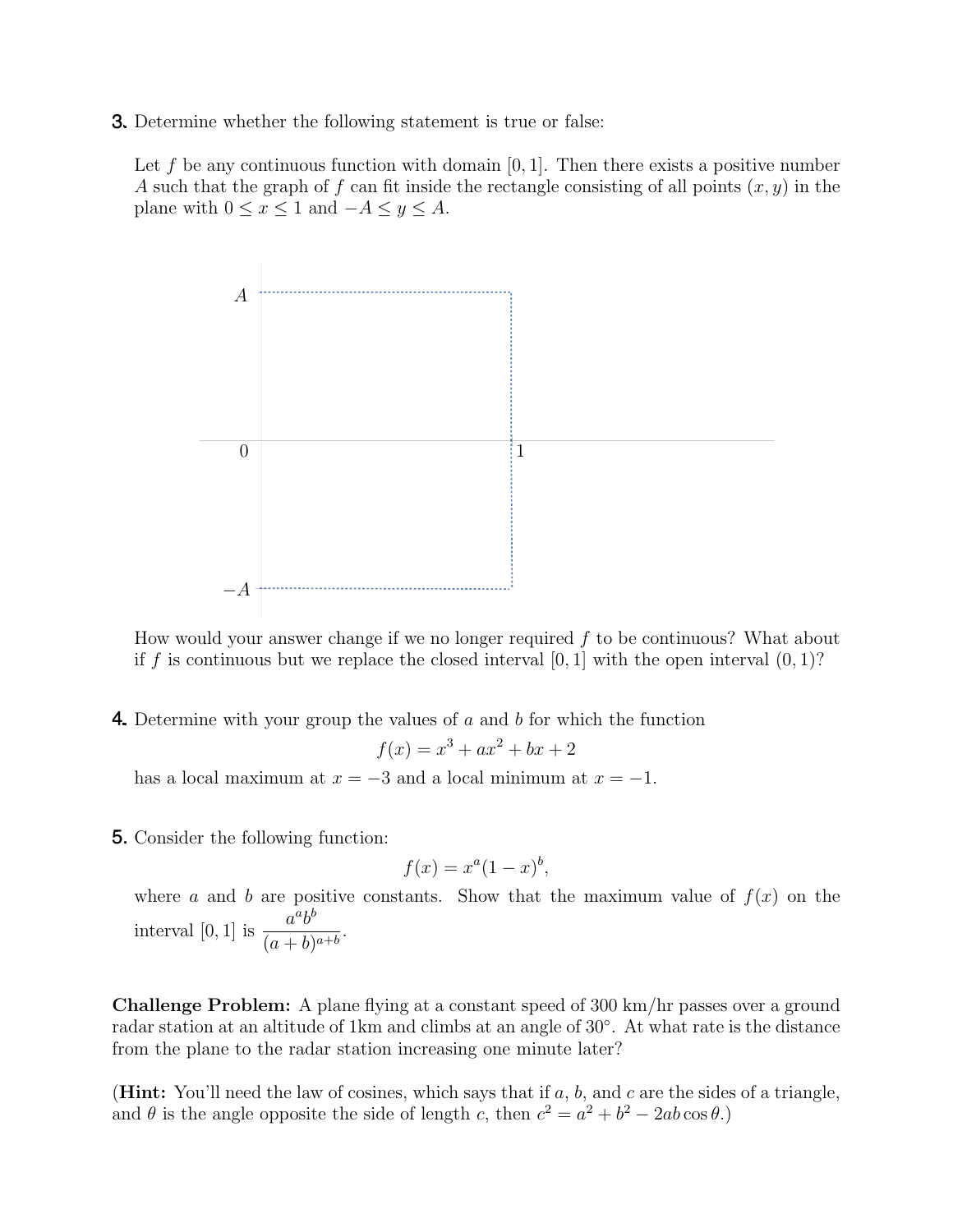**3.** Determine whether the following statement is true or false:

Let $f$ be any continuous function with domain $[0, 1]$. Then there exists a positive number $A$ such that the graph of $f$ can fit inside the rectangle consisting of all points $(x, y)$ in the plane with $0 \leq x \leq 1$ and $-A \leq y \leq A$.

$A$

0

1

$-A$

How would your answer change if we no longer required $f$ to be continuous? What about if $f$ is continuous but we replace the closed interval $[0, 1]$ with the open interval $(0, 1)$?

**4.** Determine with your group the values of $a$ and $b$ for which the function

$$f(x) = x^3 + ax^2 + bx + 2$$

has a local maximum at $x = -3$ and a local minimum at $x = -1$.

**5.** Consider the following function:

$$f(x) = x^a(1 - x)^b,$$

where $a$ and $b$ are positive constants. Show that the maximum value of $f(x)$ on the interval $[0, 1]$ is $\dfrac{a^a b^b}{(a + b)^{a+b}}$.

**Challenge Problem:** A plane flying at a constant speed of 300 km/hr passes over a ground radar station at an altitude of 1km and climbs at an angle of 30°. At what rate is the distance from the plane to the radar station increasing one minute later?

(**Hint:** You'll need the law of cosines, which says that if $a$, $b$, and $c$ are the sides of a triangle, and $\theta$ is the angle opposite the side of length $c$, then $c^2 = a^2 + b^2 - 2ab\cos\theta$.)